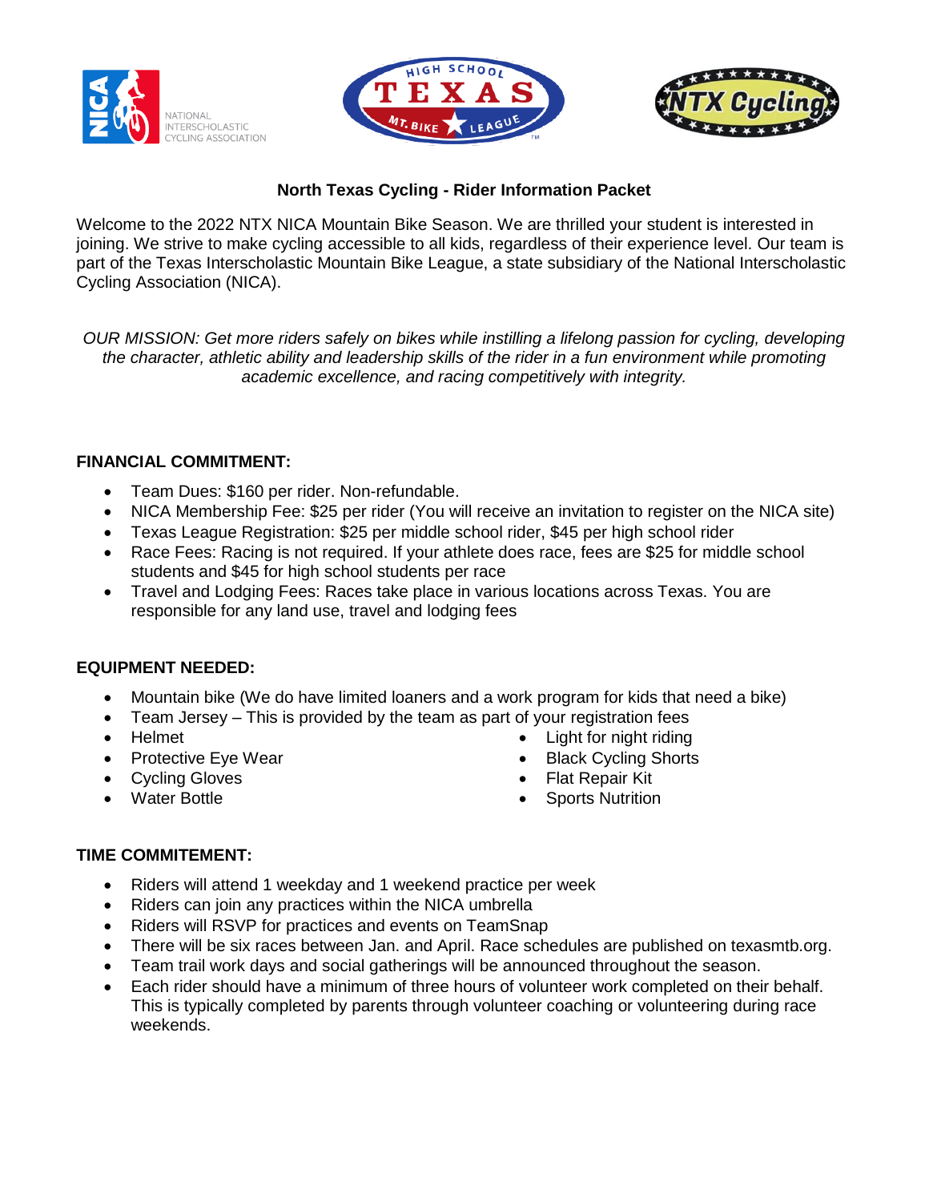# North Texas Cycling - Rider Information Packet

Welcome to the 2022 NTX NICA Mountain Bike Season. We are thrilled your student is interested in joining. We strive to make cycling accessible to all kids, regardless of their experience level. Our team is part of the Texas Interscholastic Mountain Bike League, a state subsidiary of the National Interscholastic Cycling Association (NICA).

*OUR MISSION: Get more riders safely on bikes while instilling a lifelong passion for cycling, developing the character, athletic ability and leadership skills of the rider in a fun environment while promoting academic excellence, and racing competitively with integrity.*

## FINANCIAL COMMITMENT:

- Team Dues: $160 per rider. Non-refundable.
- NICA Membership Fee: $25 per rider (You will receive an invitation to register on the NICA site)
- Texas League Registration: $25 per middle school rider, $45 per high school rider
- Race Fees: Racing is not required. If your athlete does race, fees are $25 for middle school students and $45 for high school students per race
- Travel and Lodging Fees: Races take place in various locations across Texas. You are responsible for any land use, travel and lodging fees

## EQUIPMENT NEEDED:

- Mountain bike (We do have limited loaners and a work program for kids that need a bike)
- Team Jersey – This is provided by the team as part of your registration fees
- Helmet
- Protective Eye Wear
- Cycling Gloves
- Water Bottle
- Light for night riding
- Black Cycling Shorts
- Flat Repair Kit
- Sports Nutrition

## TIME COMMITEMENT:

- Riders will attend 1 weekday and 1 weekend practice per week
- Riders can join any practices within the NICA umbrella
- Riders will RSVP for practices and events on TeamSnap
- There will be six races between Jan. and April. Race schedules are published on texasmtb.org.
- Team trail work days and social gatherings will be announced throughout the season.
- Each rider should have a minimum of three hours of volunteer work completed on their behalf. This is typically completed by parents through volunteer coaching or volunteering during race weekends.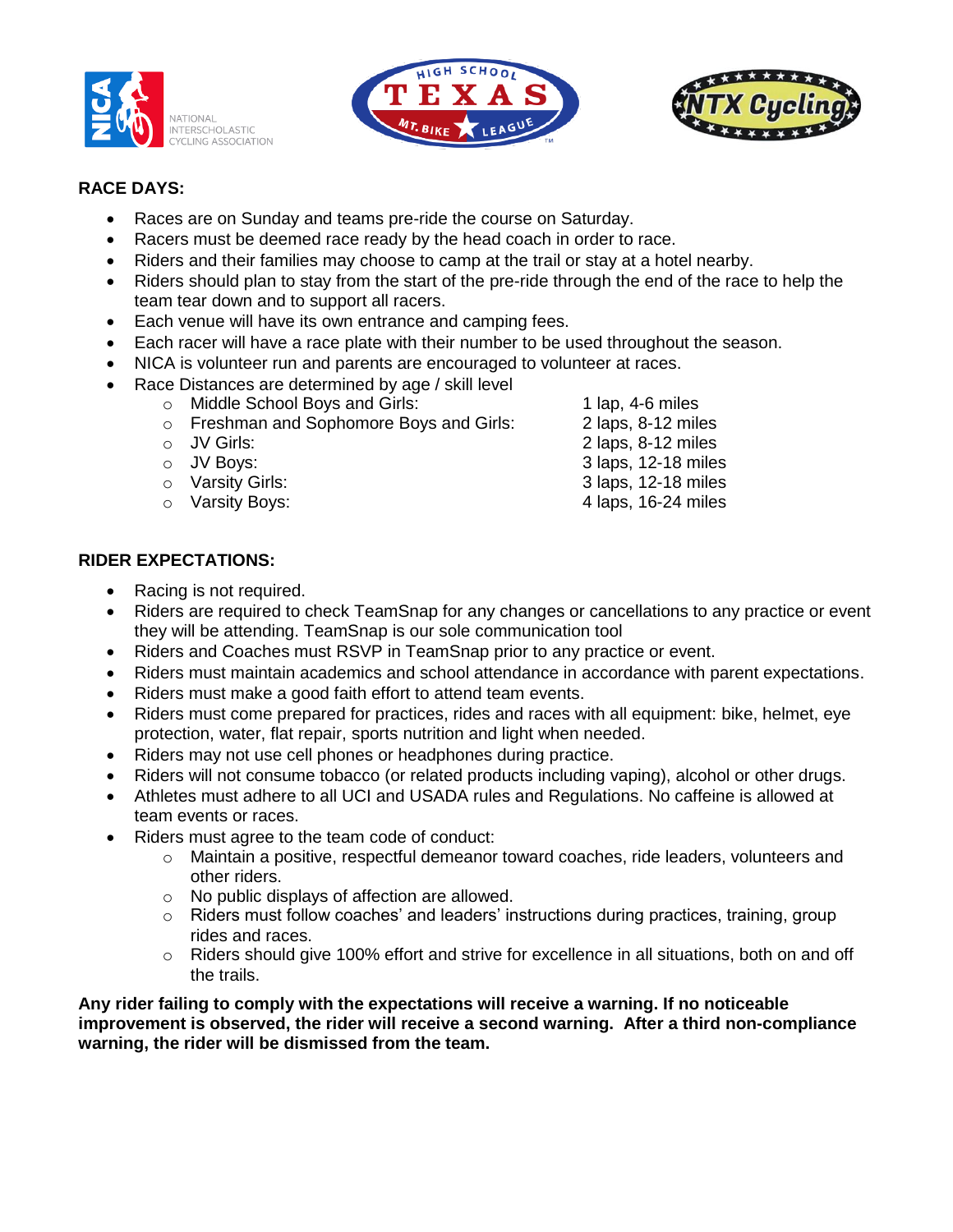**RACE DAYS:**

- Races are on Sunday and teams pre-ride the course on Saturday.
- Racers must be deemed race ready by the head coach in order to race.
- Riders and their families may choose to camp at the trail or stay at a hotel nearby.
- Riders should plan to stay from the start of the pre-ride through the end of the race to help the team tear down and to support all racers.
- Each venue will have its own entrance and camping fees.
- Each racer will have a race plate with their number to be used throughout the season.
- NICA is volunteer run and parents are encouraged to volunteer at races.
- Race Distances are determined by age / skill level
  - Middle School Boys and Girls: 1 lap, 4-6 miles
  - Freshman and Sophomore Boys and Girls: 2 laps, 8-12 miles
  - JV Girls: 2 laps, 8-12 miles
  - JV Boys: 3 laps, 12-18 miles
  - Varsity Girls: 3 laps, 12-18 miles
  - Varsity Boys: 4 laps, 16-24 miles

**RIDER EXPECTATIONS:**

- Racing is not required.
- Riders are required to check TeamSnap for any changes or cancellations to any practice or event they will be attending. TeamSnap is our sole communication tool
- Riders and Coaches must RSVP in TeamSnap prior to any practice or event.
- Riders must maintain academics and school attendance in accordance with parent expectations.
- Riders must make a good faith effort to attend team events.
- Riders must come prepared for practices, rides and races with all equipment: bike, helmet, eye protection, water, flat repair, sports nutrition and light when needed.
- Riders may not use cell phones or headphones during practice.
- Riders will not consume tobacco (or related products including vaping), alcohol or other drugs.
- Athletes must adhere to all UCI and USADA rules and Regulations. No caffeine is allowed at team events or races.
- Riders must agree to the team code of conduct:
  - Maintain a positive, respectful demeanor toward coaches, ride leaders, volunteers and other riders.
  - No public displays of affection are allowed.
  - Riders must follow coaches' and leaders' instructions during practices, training, group rides and races.
  - Riders should give 100% effort and strive for excellence in all situations, both on and off the trails.

**Any rider failing to comply with the expectations will receive a warning. If no noticeable improvement is observed, the rider will receive a second warning. After a third non-compliance warning, the rider will be dismissed from the team.**